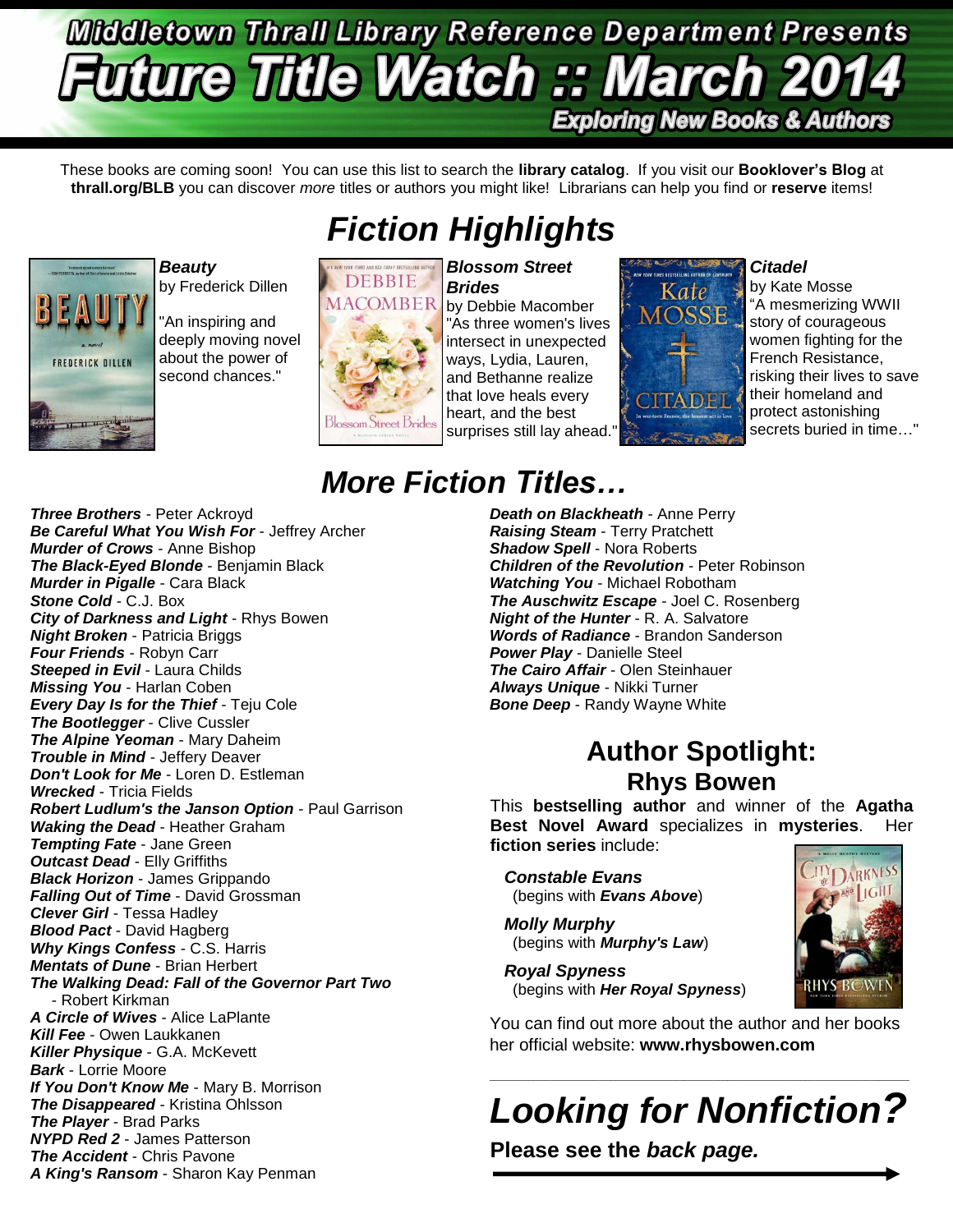# Middletown Thrall Library Reference Department Presents

# Future Title Watch :: March 2014

**Exploring New Books & Authors**

These books are coming soon! You can use this list to search the **library catalog**. If you visit our **Booklover's Blog** at **thrall.org/BLB** you can discover *more* titles or authors you might like! Librarians can help you find or **reserve** items!

## Fiction Highlights

***Beauty***
by Frederick Dillen

"An inspiring and deeply moving novel about the power of second chances."

***Blossom Street Brides***
by Debbie Macomber
"As three women's lives intersect in unexpected ways, Lydia, Lauren, and Bethanne realize that love heals every heart, and the best surprises still lay ahead."

***Citadel***
by Kate Mosse
"A mesmerizing WWII story of courageous women fighting for the French Resistance, risking their lives to save their homeland and protect astonishing secrets buried in time…"

## More Fiction Titles…

***Three Brothers*** - Peter Ackroyd
***Be Careful What You Wish For*** - Jeffrey Archer
***Murder of Crows*** - Anne Bishop
***The Black-Eyed Blonde*** - Benjamin Black
***Murder in Pigalle*** - Cara Black
***Stone Cold*** - C.J. Box
***City of Darkness and Light*** - Rhys Bowen
***Night Broken*** - Patricia Briggs
***Four Friends*** - Robyn Carr
***Steeped in Evil*** - Laura Childs
***Missing You*** - Harlan Coben
***Every Day Is for the Thief*** - Teju Cole
***The Bootlegger*** - Clive Cussler
***The Alpine Yeoman*** - Mary Daheim
***Trouble in Mind*** - Jeffery Deaver
***Don't Look for Me*** - Loren D. Estleman
***Wrecked*** - Tricia Fields
***Robert Ludlum's the Janson Option*** - Paul Garrison
***Waking the Dead*** - Heather Graham
***Tempting Fate*** - Jane Green
***Outcast Dead*** - Elly Griffiths
***Black Horizon*** - James Grippando
***Falling Out of Time*** - David Grossman
***Clever Girl*** - Tessa Hadley
***Blood Pact*** - David Hagberg
***Why Kings Confess*** - C.S. Harris
***Mentats of Dune*** - Brian Herbert
***The Walking Dead: Fall of the Governor Part Two*** - Robert Kirkman
***A Circle of Wives*** - Alice LaPlante
***Kill Fee*** - Owen Laukkanen
***Killer Physique*** - G.A. McKevett
***Bark*** - Lorrie Moore
***If You Don't Know Me*** - Mary B. Morrison
***The Disappeared*** - Kristina Ohlsson
***The Player*** - Brad Parks
***NYPD Red 2*** - James Patterson
***The Accident*** - Chris Pavone
***A King's Ransom*** - Sharon Kay Penman
***Death on Blackheath*** - Anne Perry
***Raising Steam*** - Terry Pratchett
***Shadow Spell*** - Nora Roberts
***Children of the Revolution*** - Peter Robinson
***Watching You*** - Michael Robotham
***The Auschwitz Escape*** - Joel C. Rosenberg
***Night of the Hunter*** - R. A. Salvatore
***Words of Radiance*** - Brandon Sanderson
***Power Play*** - Danielle Steel
***The Cairo Affair*** - Olen Steinhauer
***Always Unique*** - Nikki Turner
***Bone Deep*** - Randy Wayne White

## Author Spotlight: Rhys Bowen

This **bestselling author** and winner of the **Agatha Best Novel Award** specializes in **mysteries**. Her **fiction series** include:

***Constable Evans***
(begins with ***Evans Above***)

***Molly Murphy***
(begins with ***Murphy's Law***)

***Royal Spyness***
(begins with ***Her Royal Spyness***)

You can find out more about the author and her books her official website: **www.rhysbowen.com**

---

## *Looking for Nonfiction?*

**Please see the *back page.***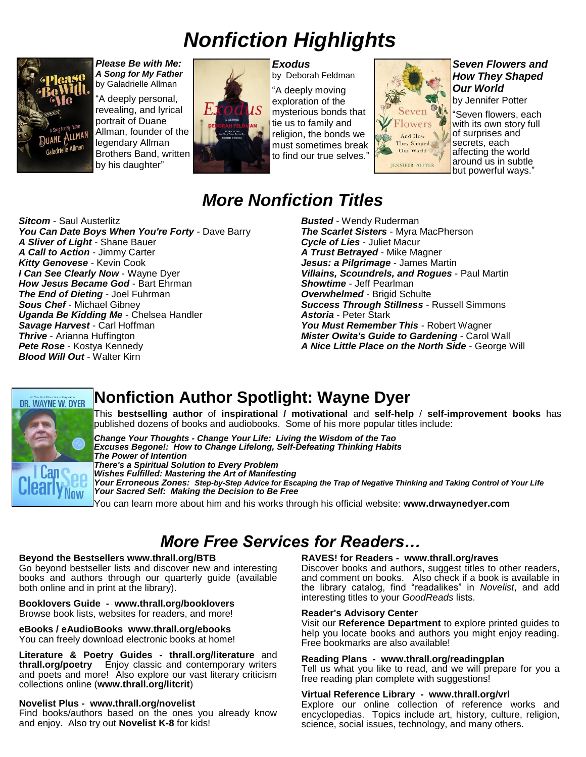# *Nonfiction Highlights*

***Please Be with Me: A Song for My Father***
by Galadrielle Allman

"A deeply personal, revealing, and lyrical portrait of Duane Allman, founder of the legendary Allman Brothers Band, written by his daughter"

***Exodus***
by Deborah Feldman

"A deeply moving exploration of the mysterious bonds that tie us to family and religion, the bonds we must sometimes break to find our true selves."

***Seven Flowers and How They Shaped Our World***
by Jennifer Potter

"Seven flowers, each with its own story full of surprises and secrets, each affecting the world around us in subtle but powerful ways."

## *More Nonfiction Titles*

***Sitcom*** - Saul Austerlitz
***You Can Date Boys When You're Forty*** - Dave Barry
***A Sliver of Light*** - Shane Bauer
***A Call to Action*** - Jimmy Carter
***Kitty Genovese*** - Kevin Cook
***I Can See Clearly Now*** - Wayne Dyer
***How Jesus Became God*** - Bart Ehrman
***The End of Dieting*** - Joel Fuhrman
***Sous Chef*** - Michael Gibney
***Uganda Be Kidding Me*** - Chelsea Handler
***Savage Harvest*** - Carl Hoffman
***Thrive*** - Arianna Huffington
***Pete Rose*** - Kostya Kennedy
***Blood Will Out*** - Walter Kirn
***Busted*** - Wendy Ruderman
***The Scarlet Sisters*** - Myra MacPherson
***Cycle of Lies*** - Juliet Macur
***A Trust Betrayed*** - Mike Magner
***Jesus: a Pilgrimage*** - James Martin
***Villains, Scoundrels, and Rogues*** - Paul Martin
***Showtime*** - Jeff Pearlman
***Overwhelmed*** - Brigid Schulte
***Success Through Stillness*** - Russell Simmons
***Astoria*** - Peter Stark
***You Must Remember This*** - Robert Wagner
***Mister Owita's Guide to Gardening*** - Carol Wall
***A Nice Little Place on the North Side*** - George Will

## Nonfiction Author Spotlight: Wayne Dyer

This **bestselling author** of **inspirational / motivational** and **self-help** / **self-improvement books** has published dozens of books and audiobooks. Some of his more popular titles include:

***Change Your Thoughts - Change Your Life: Living the Wisdom of the Tao***
***Excuses Begone!: How to Change Lifelong, Self-Defeating Thinking Habits***
***The Power of Intention***
***There's a Spiritual Solution to Every Problem***
***Wishes Fulfilled: Mastering the Art of Manifesting***
***Your Erroneous Zones: Step-by-Step Advice for Escaping the Trap of Negative Thinking and Taking Control of Your Life***
***Your Sacred Self: Making the Decision to Be Free***

You can learn more about him and his works through his official website: **www.drwaynedyer.com**

## *More Free Services for Readers…*

**Beyond the Bestsellers www.thrall.org/BTB**
Go beyond bestseller lists and discover new and interesting books and authors through our quarterly guide (available both online and in print at the library).

**Booklovers Guide - www.thrall.org/booklovers**
Browse book lists, websites for readers, and more!

**eBooks / eAudioBooks www.thrall.org/ebooks**
You can freely download electronic books at home!

**Literature & Poetry Guides - thrall.org/literature** and **thrall.org/poetry** Enjoy classic and contemporary writers and poets and more! Also explore our vast literary criticism collections online (**www.thrall.org/litcrit**)

**Novelist Plus - www.thrall.org/novelist**
Find books/authors based on the ones you already know and enjoy. Also try out **Novelist K-8** for kids!

**RAVES! for Readers - www.thrall.org/raves**
Discover books and authors, suggest titles to other readers, and comment on books. Also check if a book is available in the library catalog, find "readalikes" in *Novelist*, and add interesting titles to your *GoodReads* lists.

**Reader's Advisory Center**
Visit our **Reference Department** to explore printed guides to help you locate books and authors you might enjoy reading. Free bookmarks are also available!

**Reading Plans - www.thrall.org/readingplan**
Tell us what you like to read, and we will prepare for you a free reading plan complete with suggestions!

**Virtual Reference Library - www.thrall.org/vrl**
Explore our online collection of reference works and encyclopedias. Topics include art, history, culture, religion, science, social issues, technology, and many others.